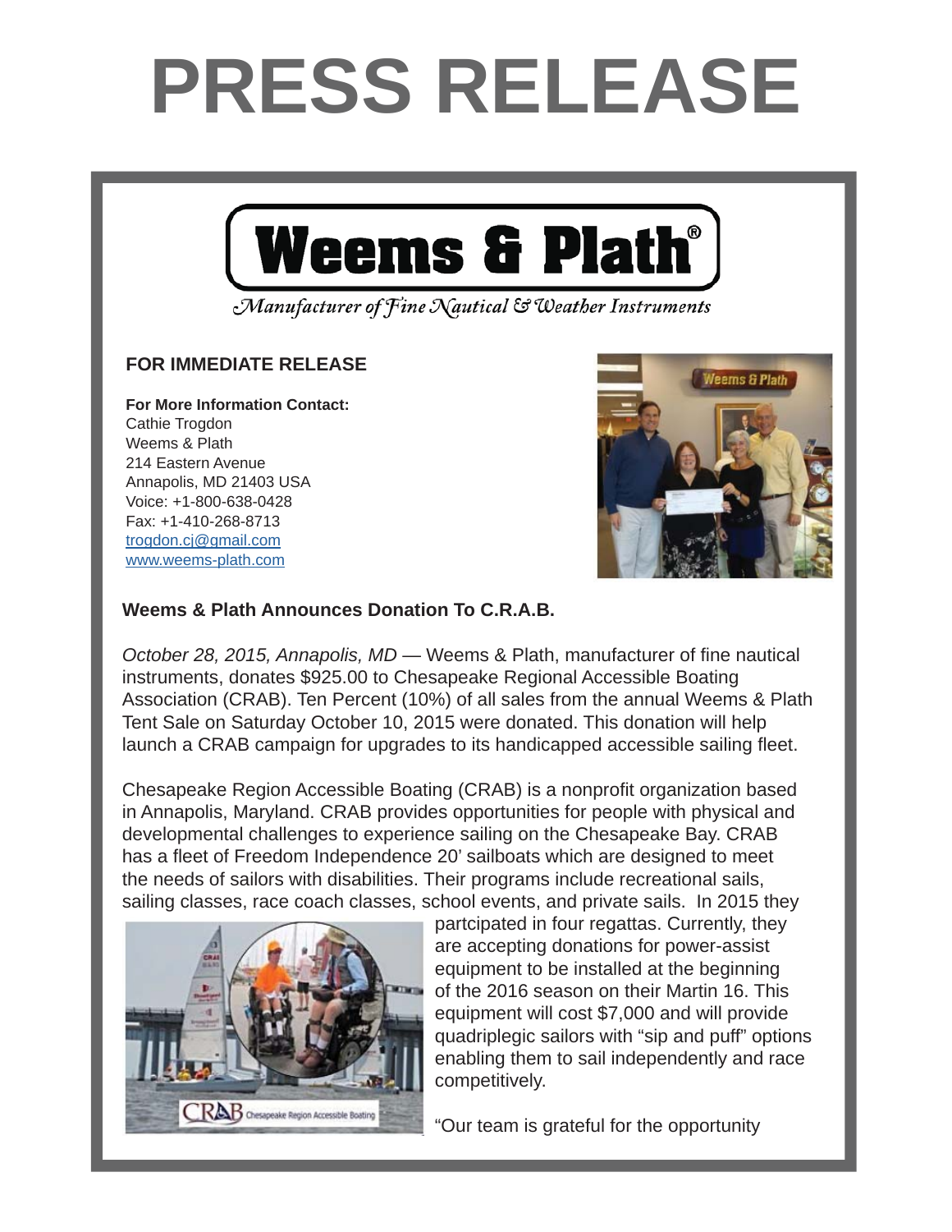# PRESS RELEASE

**Weems & Plath®**

*Manufacturer of Fine Nautical & Weather Instruments*

**FOR IMMEDIATE RELEASE**

**For More Information Contact:**
Cathie Trogdon
Weems & Plath
214 Eastern Avenue
Annapolis, MD 21403 USA
Voice: +1-800-638-0428
Fax: +1-410-268-8713
trogdon.cj@gmail.com
www.weems-plath.com

**Weems & Plath Announces Donation To C.R.A.B.**

*October 28, 2015, Annapolis, MD* — Weems & Plath, manufacturer of fine nautical instruments, donates $925.00 to Chesapeake Regional Accessible Boating Association (CRAB). Ten Percent (10%) of all sales from the annual Weems & Plath Tent Sale on Saturday October 10, 2015 were donated. This donation will help launch a CRAB campaign for upgrades to its handicapped accessible sailing fleet.

Chesapeake Region Accessible Boating (CRAB) is a nonprofit organization based in Annapolis, Maryland. CRAB provides opportunities for people with physical and developmental challenges to experience sailing on the Chesapeake Bay. CRAB has a fleet of Freedom Independence 20' sailboats which are designed to meet the needs of sailors with disabilities. Their programs include recreational sails, sailing classes, race coach classes, school events, and private sails. In 2015 they partcipated in four regattas. Currently, they are accepting donations for power-assist equipment to be installed at the beginning of the 2016 season on their Martin 16. This equipment will cost $7,000 and will provide quadriplegic sailors with "sip and puff" options enabling them to sail independently and race competitively.

"Our team is grateful for the opportunity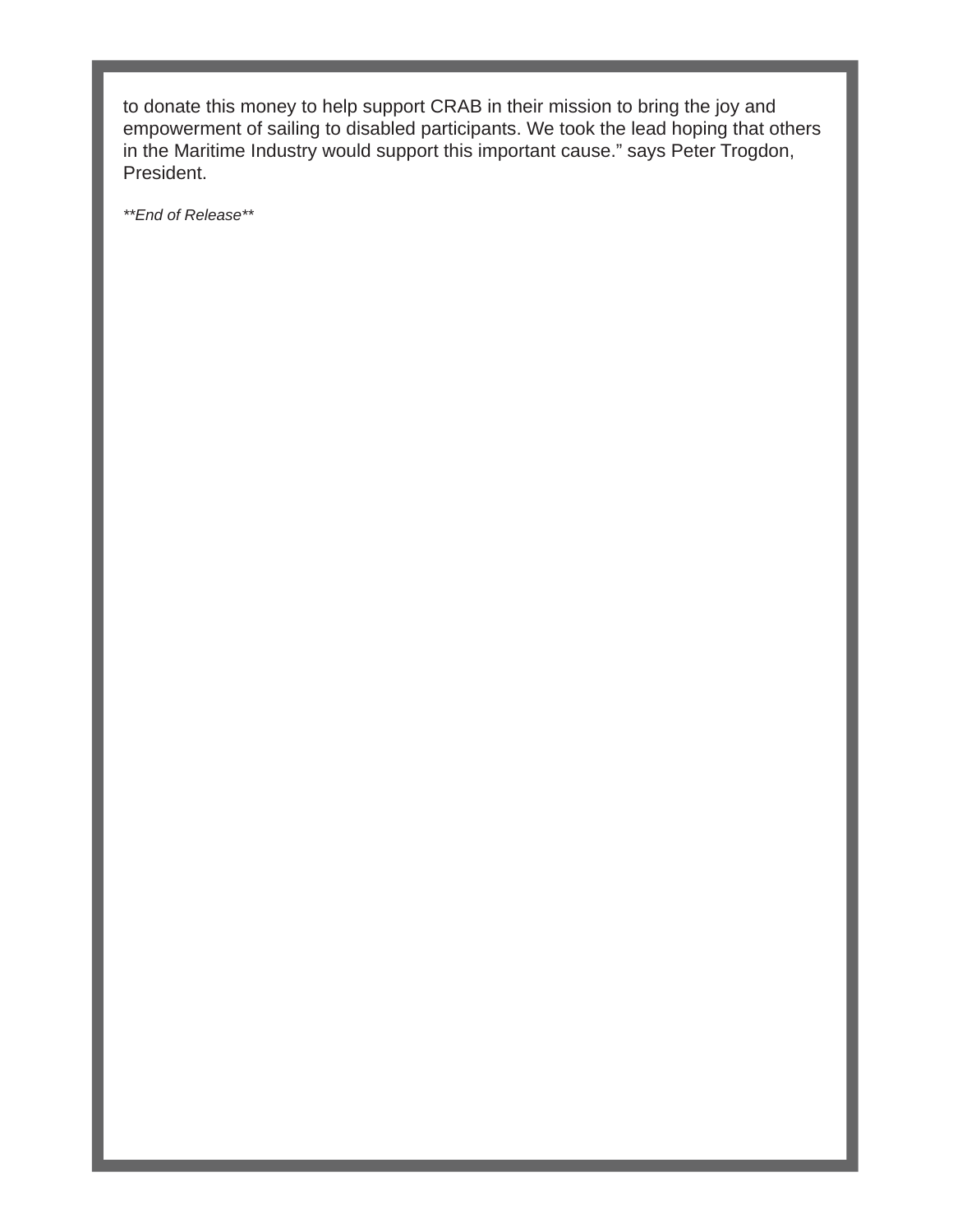to donate this money to help support CRAB in their mission to bring the joy and empowerment of sailing to disabled participants. We took the lead hoping that others in the Maritime Industry would support this important cause." says Peter Trogdon, President.

*\*\*End of Release\*\**